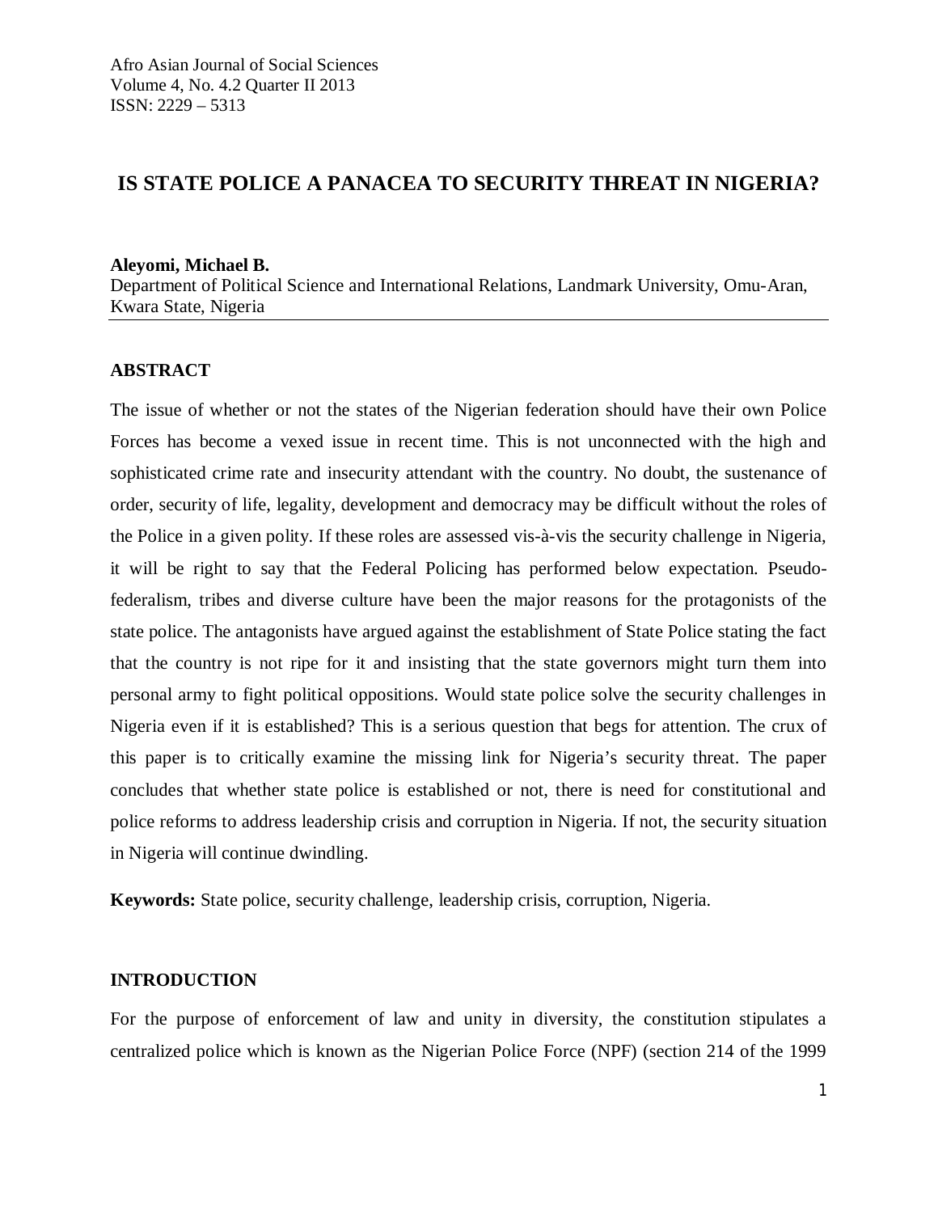# IS STATE POLICE A PANACEA TO SECURITY THREAT IN NIGERIA?

**Aleyomi, Michael B.**
Department of Political Science and International Relations, Landmark University, Omu-Aran, Kwara State, Nigeria

## ABSTRACT

The issue of whether or not the states of the Nigerian federation should have their own Police Forces has become a vexed issue in recent time. This is not unconnected with the high and sophisticated crime rate and insecurity attendant with the country. No doubt, the sustenance of order, security of life, legality, development and democracy may be difficult without the roles of the Police in a given polity. If these roles are assessed vis-à-vis the security challenge in Nigeria, it will be right to say that the Federal Policing has performed below expectation. Pseudo-federalism, tribes and diverse culture have been the major reasons for the protagonists of the state police. The antagonists have argued against the establishment of State Police stating the fact that the country is not ripe for it and insisting that the state governors might turn them into personal army to fight political oppositions. Would state police solve the security challenges in Nigeria even if it is established? This is a serious question that begs for attention. The crux of this paper is to critically examine the missing link for Nigeria's security threat. The paper concludes that whether state police is established or not, there is need for constitutional and police reforms to address leadership crisis and corruption in Nigeria. If not, the security situation in Nigeria will continue dwindling.

**Keywords:** State police, security challenge, leadership crisis, corruption, Nigeria.

## INTRODUCTION

For the purpose of enforcement of law and unity in diversity, the constitution stipulates a centralized police which is known as the Nigerian Police Force (NPF) (section 214 of the 1999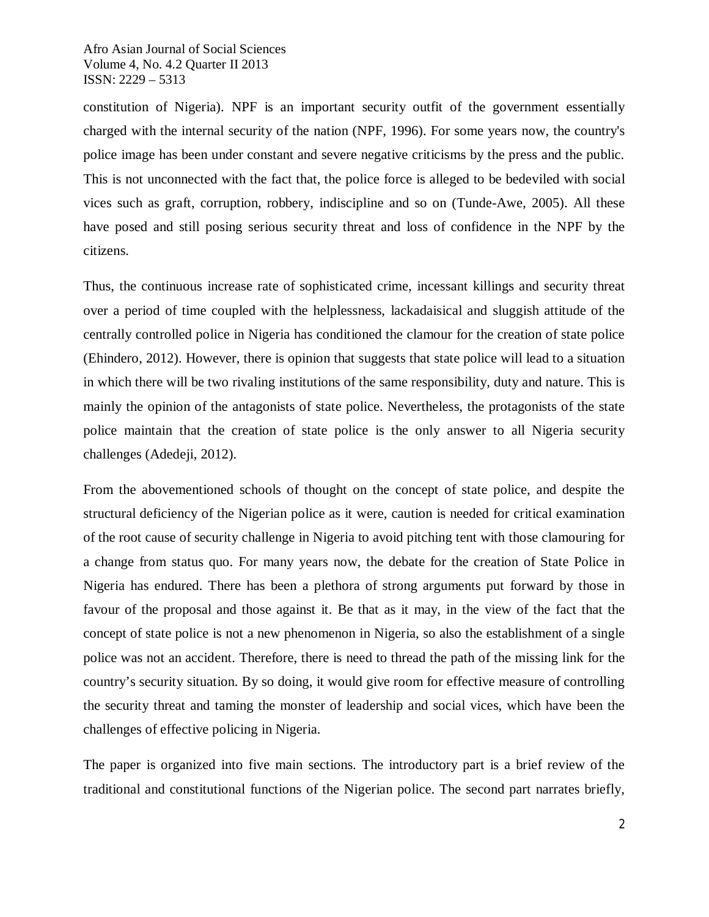constitution of Nigeria). NPF is an important security outfit of the government essentially charged with the internal security of the nation (NPF, 1996). For some years now, the country's police image has been under constant and severe negative criticisms by the press and the public. This is not unconnected with the fact that, the police force is alleged to be bedeviled with social vices such as graft, corruption, robbery, indiscipline and so on (Tunde-Awe, 2005). All these have posed and still posing serious security threat and loss of confidence in the NPF by the citizens.

Thus, the continuous increase rate of sophisticated crime, incessant killings and security threat over a period of time coupled with the helplessness, lackadaisical and sluggish attitude of the centrally controlled police in Nigeria has conditioned the clamour for the creation of state police (Ehindero, 2012). However, there is opinion that suggests that state police will lead to a situation in which there will be two rivaling institutions of the same responsibility, duty and nature. This is mainly the opinion of the antagonists of state police. Nevertheless, the protagonists of the state police maintain that the creation of state police is the only answer to all Nigeria security challenges (Adedeji, 2012).

From the abovementioned schools of thought on the concept of state police, and despite the structural deficiency of the Nigerian police as it were, caution is needed for critical examination of the root cause of security challenge in Nigeria to avoid pitching tent with those clamouring for a change from status quo. For many years now, the debate for the creation of State Police in Nigeria has endured. There has been a plethora of strong arguments put forward by those in favour of the proposal and those against it. Be that as it may, in the view of the fact that the concept of state police is not a new phenomenon in Nigeria, so also the establishment of a single police was not an accident. Therefore, there is need to thread the path of the missing link for the country's security situation. By so doing, it would give room for effective measure of controlling the security threat and taming the monster of leadership and social vices, which have been the challenges of effective policing in Nigeria.

The paper is organized into five main sections. The introductory part is a brief review of the traditional and constitutional functions of the Nigerian police. The second part narrates briefly,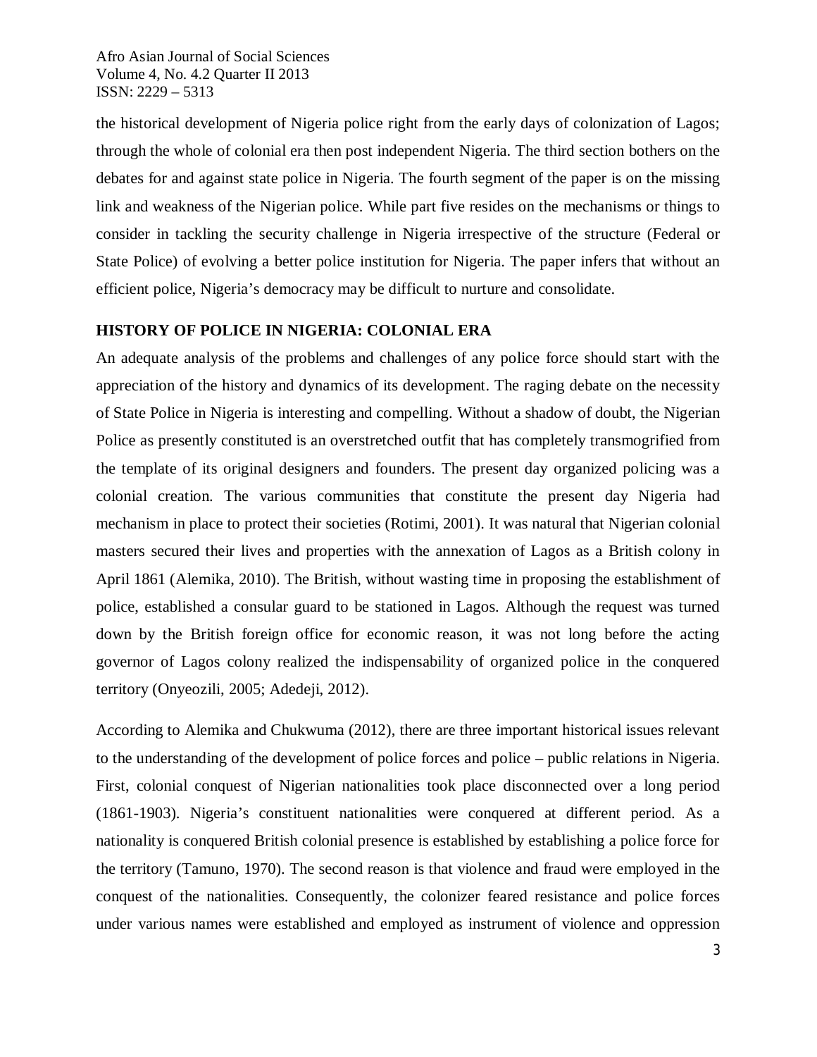the historical development of Nigeria police right from the early days of colonization of Lagos; through the whole of colonial era then post independent Nigeria. The third section bothers on the debates for and against state police in Nigeria. The fourth segment of the paper is on the missing link and weakness of the Nigerian police. While part five resides on the mechanisms or things to consider in tackling the security challenge in Nigeria irrespective of the structure (Federal or State Police) of evolving a better police institution for Nigeria. The paper infers that without an efficient police, Nigeria's democracy may be difficult to nurture and consolidate.

## HISTORY OF POLICE IN NIGERIA: COLONIAL ERA

An adequate analysis of the problems and challenges of any police force should start with the appreciation of the history and dynamics of its development. The raging debate on the necessity of State Police in Nigeria is interesting and compelling. Without a shadow of doubt, the Nigerian Police as presently constituted is an overstretched outfit that has completely transmogrified from the template of its original designers and founders. The present day organized policing was a colonial creation. The various communities that constitute the present day Nigeria had mechanism in place to protect their societies (Rotimi, 2001). It was natural that Nigerian colonial masters secured their lives and properties with the annexation of Lagos as a British colony in April 1861 (Alemika, 2010). The British, without wasting time in proposing the establishment of police, established a consular guard to be stationed in Lagos. Although the request was turned down by the British foreign office for economic reason, it was not long before the acting governor of Lagos colony realized the indispensability of organized police in the conquered territory (Onyeozili, 2005; Adedeji, 2012).

According to Alemika and Chukwuma (2012), there are three important historical issues relevant to the understanding of the development of police forces and police – public relations in Nigeria. First, colonial conquest of Nigerian nationalities took place disconnected over a long period (1861-1903). Nigeria's constituent nationalities were conquered at different period. As a nationality is conquered British colonial presence is established by establishing a police force for the territory (Tamuno, 1970). The second reason is that violence and fraud were employed in the conquest of the nationalities. Consequently, the colonizer feared resistance and police forces under various names were established and employed as instrument of violence and oppression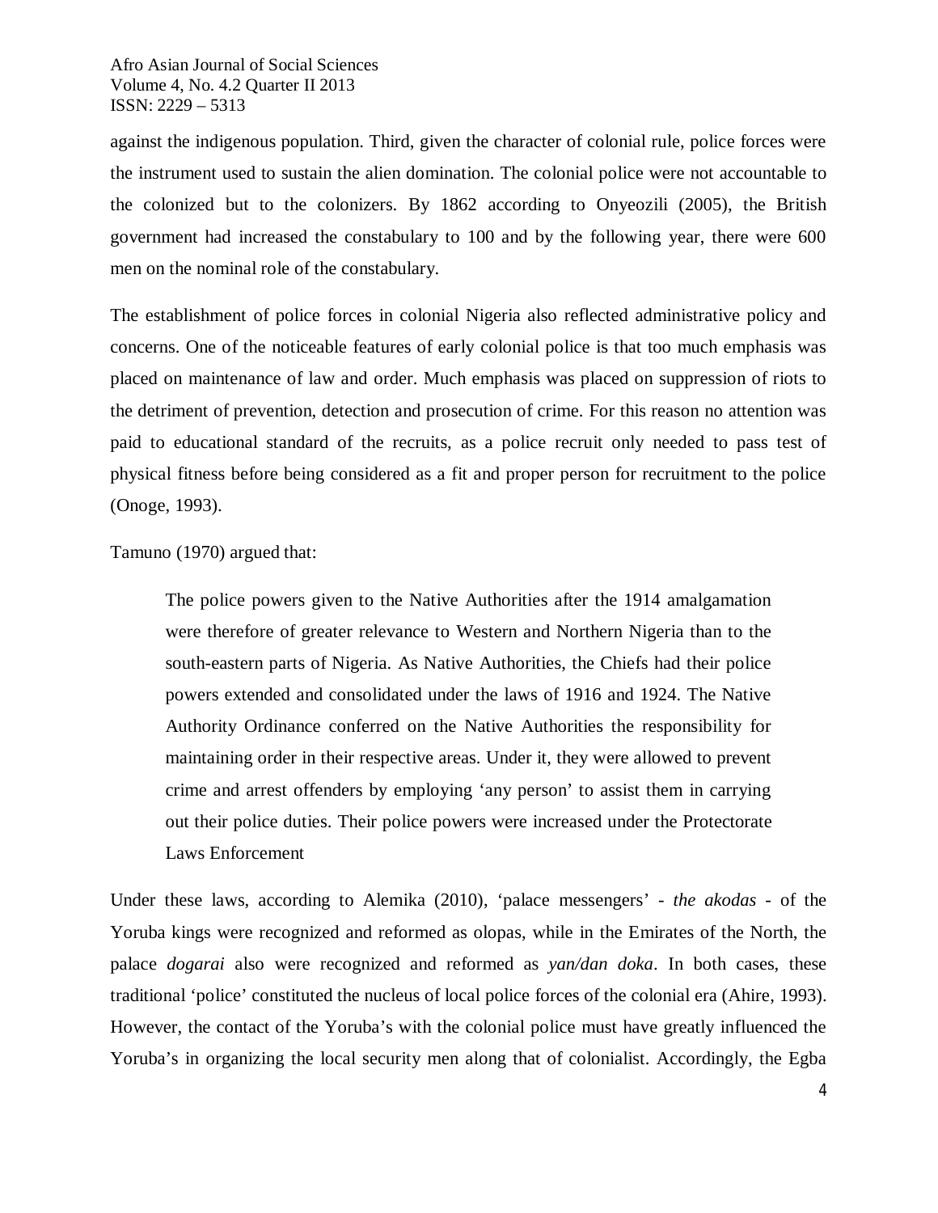against the indigenous population. Third, given the character of colonial rule, police forces were the instrument used to sustain the alien domination. The colonial police were not accountable to the colonized but to the colonizers. By 1862 according to Onyeozili (2005), the British government had increased the constabulary to 100 and by the following year, there were 600 men on the nominal role of the constabulary.

The establishment of police forces in colonial Nigeria also reflected administrative policy and concerns. One of the noticeable features of early colonial police is that too much emphasis was placed on maintenance of law and order. Much emphasis was placed on suppression of riots to the detriment of prevention, detection and prosecution of crime. For this reason no attention was paid to educational standard of the recruits, as a police recruit only needed to pass test of physical fitness before being considered as a fit and proper person for recruitment to the police (Onoge, 1993).

Tamuno (1970) argued that:

> The police powers given to the Native Authorities after the 1914 amalgamation were therefore of greater relevance to Western and Northern Nigeria than to the south-eastern parts of Nigeria. As Native Authorities, the Chiefs had their police powers extended and consolidated under the laws of 1916 and 1924. The Native Authority Ordinance conferred on the Native Authorities the responsibility for maintaining order in their respective areas. Under it, they were allowed to prevent crime and arrest offenders by employing 'any person' to assist them in carrying out their police duties. Their police powers were increased under the Protectorate Laws Enforcement

Under these laws, according to Alemika (2010), 'palace messengers' - *the akodas* - of the Yoruba kings were recognized and reformed as olopas, while in the Emirates of the North, the palace *dogarai* also were recognized and reformed as *yan/dan doka*. In both cases, these traditional 'police' constituted the nucleus of local police forces of the colonial era (Ahire, 1993). However, the contact of the Yoruba's with the colonial police must have greatly influenced the Yoruba's in organizing the local security men along that of colonialist. Accordingly, the Egba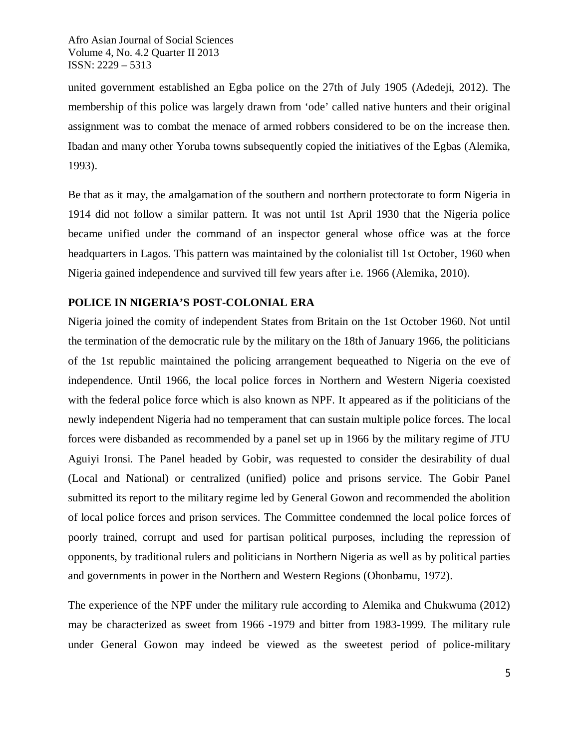united government established an Egba police on the 27th of July 1905 (Adedeji, 2012). The membership of this police was largely drawn from 'ode' called native hunters and their original assignment was to combat the menace of armed robbers considered to be on the increase then. Ibadan and many other Yoruba towns subsequently copied the initiatives of the Egbas (Alemika, 1993).

Be that as it may, the amalgamation of the southern and northern protectorate to form Nigeria in 1914 did not follow a similar pattern. It was not until 1st April 1930 that the Nigeria police became unified under the command of an inspector general whose office was at the force headquarters in Lagos. This pattern was maintained by the colonialist till 1st October, 1960 when Nigeria gained independence and survived till few years after i.e. 1966 (Alemika, 2010).

## POLICE IN NIGERIA'S POST-COLONIAL ERA

Nigeria joined the comity of independent States from Britain on the 1st October 1960. Not until the termination of the democratic rule by the military on the 18th of January 1966, the politicians of the 1st republic maintained the policing arrangement bequeathed to Nigeria on the eve of independence. Until 1966, the local police forces in Northern and Western Nigeria coexisted with the federal police force which is also known as NPF. It appeared as if the politicians of the newly independent Nigeria had no temperament that can sustain multiple police forces. The local forces were disbanded as recommended by a panel set up in 1966 by the military regime of JTU Aguiyi Ironsi. The Panel headed by Gobir, was requested to consider the desirability of dual (Local and National) or centralized (unified) police and prisons service. The Gobir Panel submitted its report to the military regime led by General Gowon and recommended the abolition of local police forces and prison services. The Committee condemned the local police forces of poorly trained, corrupt and used for partisan political purposes, including the repression of opponents, by traditional rulers and politicians in Northern Nigeria as well as by political parties and governments in power in the Northern and Western Regions (Ohonbamu, 1972).

The experience of the NPF under the military rule according to Alemika and Chukwuma (2012) may be characterized as sweet from 1966 -1979 and bitter from 1983-1999. The military rule under General Gowon may indeed be viewed as the sweetest period of police-military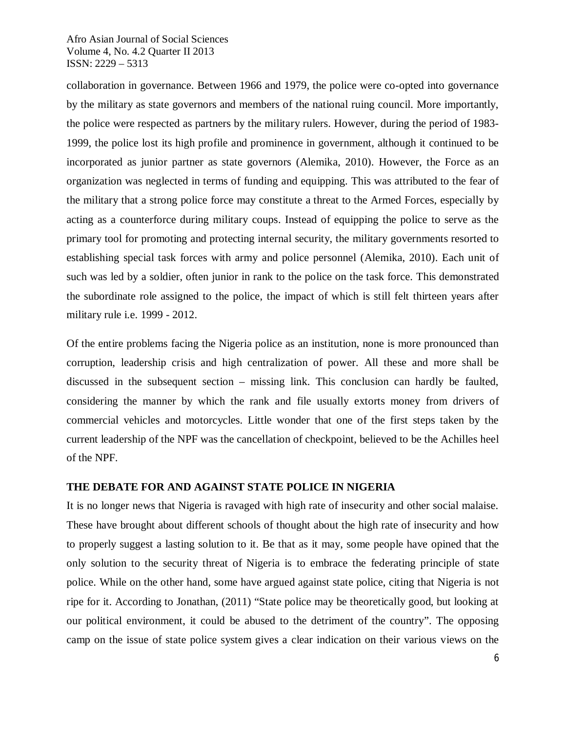collaboration in governance. Between 1966 and 1979, the police were co-opted into governance by the military as state governors and members of the national ruing council. More importantly, the police were respected as partners by the military rulers. However, during the period of 1983-1999, the police lost its high profile and prominence in government, although it continued to be incorporated as junior partner as state governors (Alemika, 2010). However, the Force as an organization was neglected in terms of funding and equipping. This was attributed to the fear of the military that a strong police force may constitute a threat to the Armed Forces, especially by acting as a counterforce during military coups. Instead of equipping the police to serve as the primary tool for promoting and protecting internal security, the military governments resorted to establishing special task forces with army and police personnel (Alemika, 2010). Each unit of such was led by a soldier, often junior in rank to the police on the task force. This demonstrated the subordinate role assigned to the police, the impact of which is still felt thirteen years after military rule i.e. 1999 - 2012.

Of the entire problems facing the Nigeria police as an institution, none is more pronounced than corruption, leadership crisis and high centralization of power. All these and more shall be discussed in the subsequent section – missing link. This conclusion can hardly be faulted, considering the manner by which the rank and file usually extorts money from drivers of commercial vehicles and motorcycles. Little wonder that one of the first steps taken by the current leadership of the NPF was the cancellation of checkpoint, believed to be the Achilles heel of the NPF.

## THE DEBATE FOR AND AGAINST STATE POLICE IN NIGERIA

It is no longer news that Nigeria is ravaged with high rate of insecurity and other social malaise. These have brought about different schools of thought about the high rate of insecurity and how to properly suggest a lasting solution to it. Be that as it may, some people have opined that the only solution to the security threat of Nigeria is to embrace the federating principle of state police. While on the other hand, some have argued against state police, citing that Nigeria is not ripe for it. According to Jonathan, (2011) "State police may be theoretically good, but looking at our political environment, it could be abused to the detriment of the country". The opposing camp on the issue of state police system gives a clear indication on their various views on the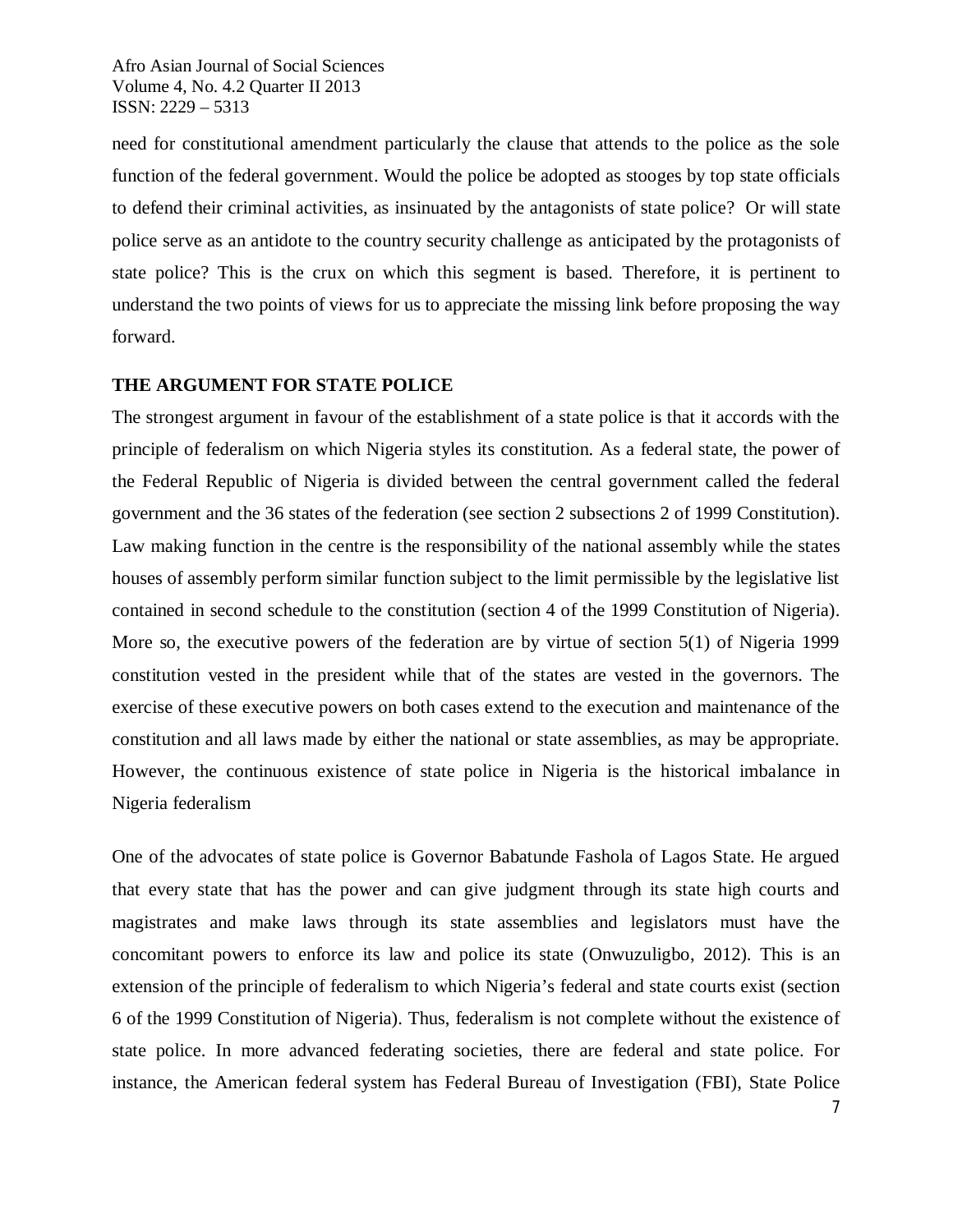need for constitutional amendment particularly the clause that attends to the police as the sole function of the federal government. Would the police be adopted as stooges by top state officials to defend their criminal activities, as insinuated by the antagonists of state police? Or will state police serve as an antidote to the country security challenge as anticipated by the protagonists of state police? This is the crux on which this segment is based. Therefore, it is pertinent to understand the two points of views for us to appreciate the missing link before proposing the way forward.

## THE ARGUMENT FOR STATE POLICE

The strongest argument in favour of the establishment of a state police is that it accords with the principle of federalism on which Nigeria styles its constitution. As a federal state, the power of the Federal Republic of Nigeria is divided between the central government called the federal government and the 36 states of the federation (see section 2 subsections 2 of 1999 Constitution). Law making function in the centre is the responsibility of the national assembly while the states houses of assembly perform similar function subject to the limit permissible by the legislative list contained in second schedule to the constitution (section 4 of the 1999 Constitution of Nigeria). More so, the executive powers of the federation are by virtue of section 5(1) of Nigeria 1999 constitution vested in the president while that of the states are vested in the governors. The exercise of these executive powers on both cases extend to the execution and maintenance of the constitution and all laws made by either the national or state assemblies, as may be appropriate. However, the continuous existence of state police in Nigeria is the historical imbalance in Nigeria federalism

One of the advocates of state police is Governor Babatunde Fashola of Lagos State. He argued that every state that has the power and can give judgment through its state high courts and magistrates and make laws through its state assemblies and legislators must have the concomitant powers to enforce its law and police its state (Onwuzuligbo, 2012). This is an extension of the principle of federalism to which Nigeria's federal and state courts exist (section 6 of the 1999 Constitution of Nigeria). Thus, federalism is not complete without the existence of state police. In more advanced federating societies, there are federal and state police. For instance, the American federal system has Federal Bureau of Investigation (FBI), State Police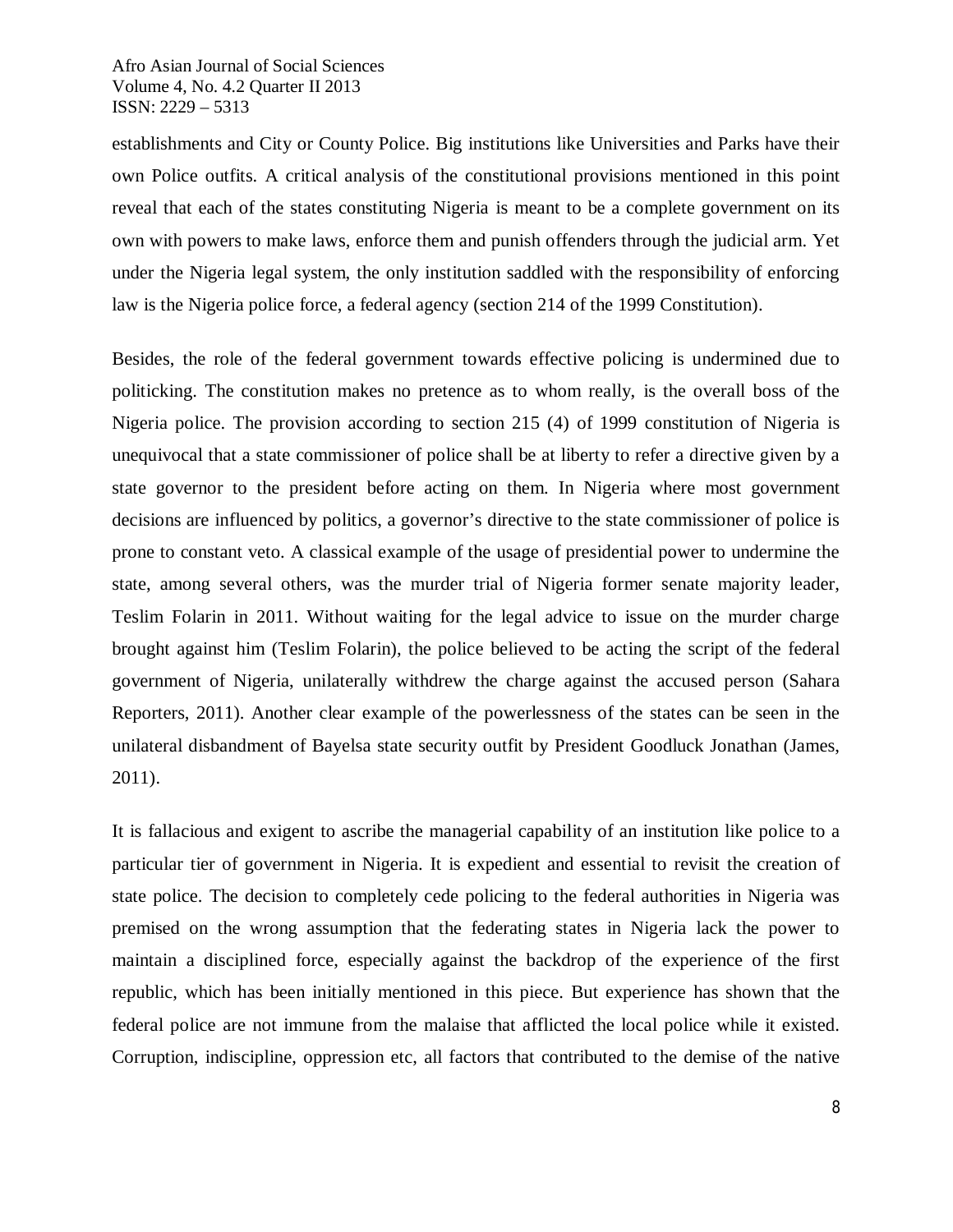establishments and City or County Police. Big institutions like Universities and Parks have their own Police outfits. A critical analysis of the constitutional provisions mentioned in this point reveal that each of the states constituting Nigeria is meant to be a complete government on its own with powers to make laws, enforce them and punish offenders through the judicial arm. Yet under the Nigeria legal system, the only institution saddled with the responsibility of enforcing law is the Nigeria police force, a federal agency (section 214 of the 1999 Constitution).

Besides, the role of the federal government towards effective policing is undermined due to politicking. The constitution makes no pretence as to whom really, is the overall boss of the Nigeria police. The provision according to section 215 (4) of 1999 constitution of Nigeria is unequivocal that a state commissioner of police shall be at liberty to refer a directive given by a state governor to the president before acting on them. In Nigeria where most government decisions are influenced by politics, a governor's directive to the state commissioner of police is prone to constant veto. A classical example of the usage of presidential power to undermine the state, among several others, was the murder trial of Nigeria former senate majority leader, Teslim Folarin in 2011. Without waiting for the legal advice to issue on the murder charge brought against him (Teslim Folarin), the police believed to be acting the script of the federal government of Nigeria, unilaterally withdrew the charge against the accused person (Sahara Reporters, 2011). Another clear example of the powerlessness of the states can be seen in the unilateral disbandment of Bayelsa state security outfit by President Goodluck Jonathan (James, 2011).

It is fallacious and exigent to ascribe the managerial capability of an institution like police to a particular tier of government in Nigeria. It is expedient and essential to revisit the creation of state police. The decision to completely cede policing to the federal authorities in Nigeria was premised on the wrong assumption that the federating states in Nigeria lack the power to maintain a disciplined force, especially against the backdrop of the experience of the first republic, which has been initially mentioned in this piece. But experience has shown that the federal police are not immune from the malaise that afflicted the local police while it existed. Corruption, indiscipline, oppression etc, all factors that contributed to the demise of the native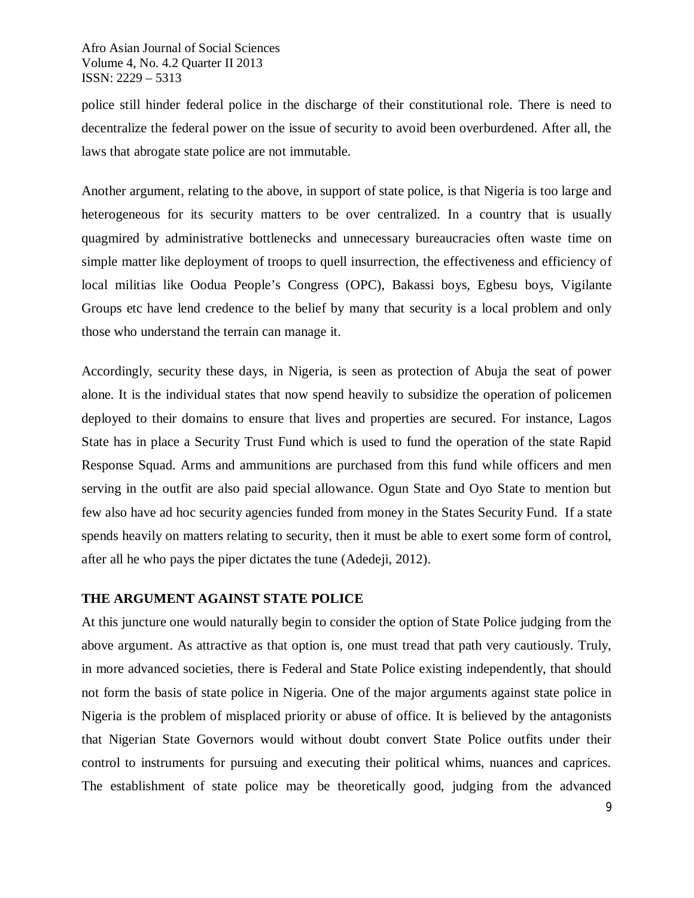police still hinder federal police in the discharge of their constitutional role. There is need to decentralize the federal power on the issue of security to avoid been overburdened. After all, the laws that abrogate state police are not immutable.

Another argument, relating to the above, in support of state police, is that Nigeria is too large and heterogeneous for its security matters to be over centralized. In a country that is usually quagmired by administrative bottlenecks and unnecessary bureaucracies often waste time on simple matter like deployment of troops to quell insurrection, the effectiveness and efficiency of local militias like Oodua People's Congress (OPC), Bakassi boys, Egbesu boys, Vigilante Groups etc have lend credence to the belief by many that security is a local problem and only those who understand the terrain can manage it.

Accordingly, security these days, in Nigeria, is seen as protection of Abuja the seat of power alone. It is the individual states that now spend heavily to subsidize the operation of policemen deployed to their domains to ensure that lives and properties are secured. For instance, Lagos State has in place a Security Trust Fund which is used to fund the operation of the state Rapid Response Squad. Arms and ammunitions are purchased from this fund while officers and men serving in the outfit are also paid special allowance. Ogun State and Oyo State to mention but few also have ad hoc security agencies funded from money in the States Security Fund. If a state spends heavily on matters relating to security, then it must be able to exert some form of control, after all he who pays the piper dictates the tune (Adedeji, 2012).

## THE ARGUMENT AGAINST STATE POLICE

At this juncture one would naturally begin to consider the option of State Police judging from the above argument. As attractive as that option is, one must tread that path very cautiously. Truly, in more advanced societies, there is Federal and State Police existing independently, that should not form the basis of state police in Nigeria. One of the major arguments against state police in Nigeria is the problem of misplaced priority or abuse of office. It is believed by the antagonists that Nigerian State Governors would without doubt convert State Police outfits under their control to instruments for pursuing and executing their political whims, nuances and caprices. The establishment of state police may be theoretically good, judging from the advanced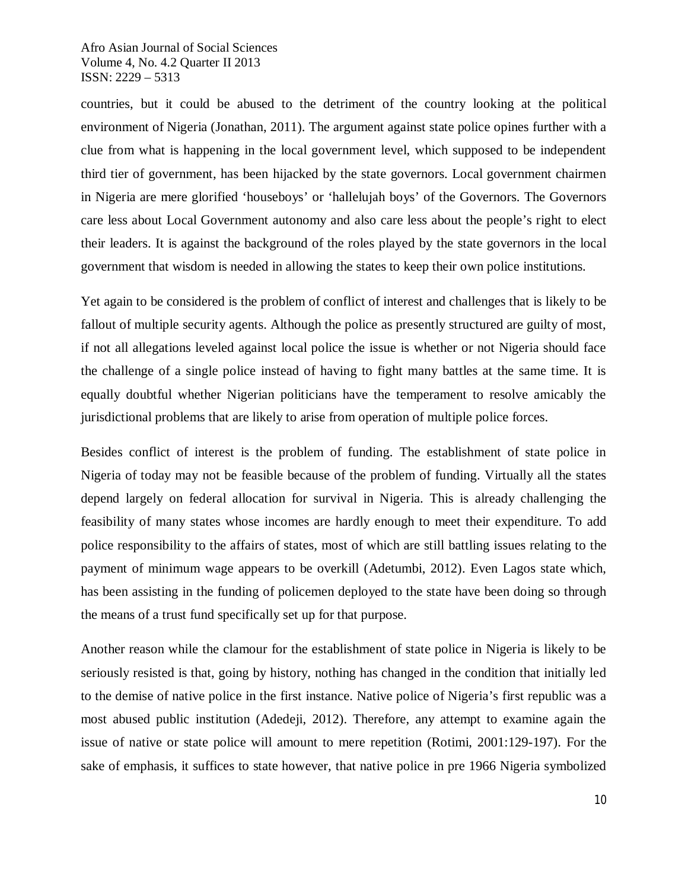countries, but it could be abused to the detriment of the country looking at the political environment of Nigeria (Jonathan, 2011). The argument against state police opines further with a clue from what is happening in the local government level, which supposed to be independent third tier of government, has been hijacked by the state governors. Local government chairmen in Nigeria are mere glorified 'houseboys' or 'hallelujah boys' of the Governors. The Governors care less about Local Government autonomy and also care less about the people's right to elect their leaders. It is against the background of the roles played by the state governors in the local government that wisdom is needed in allowing the states to keep their own police institutions.

Yet again to be considered is the problem of conflict of interest and challenges that is likely to be fallout of multiple security agents. Although the police as presently structured are guilty of most, if not all allegations leveled against local police the issue is whether or not Nigeria should face the challenge of a single police instead of having to fight many battles at the same time. It is equally doubtful whether Nigerian politicians have the temperament to resolve amicably the jurisdictional problems that are likely to arise from operation of multiple police forces.

Besides conflict of interest is the problem of funding. The establishment of state police in Nigeria of today may not be feasible because of the problem of funding. Virtually all the states depend largely on federal allocation for survival in Nigeria. This is already challenging the feasibility of many states whose incomes are hardly enough to meet their expenditure. To add police responsibility to the affairs of states, most of which are still battling issues relating to the payment of minimum wage appears to be overkill (Adetumbi, 2012). Even Lagos state which, has been assisting in the funding of policemen deployed to the state have been doing so through the means of a trust fund specifically set up for that purpose.

Another reason while the clamour for the establishment of state police in Nigeria is likely to be seriously resisted is that, going by history, nothing has changed in the condition that initially led to the demise of native police in the first instance. Native police of Nigeria's first republic was a most abused public institution (Adedeji, 2012). Therefore, any attempt to examine again the issue of native or state police will amount to mere repetition (Rotimi, 2001:129-197). For the sake of emphasis, it suffices to state however, that native police in pre 1966 Nigeria symbolized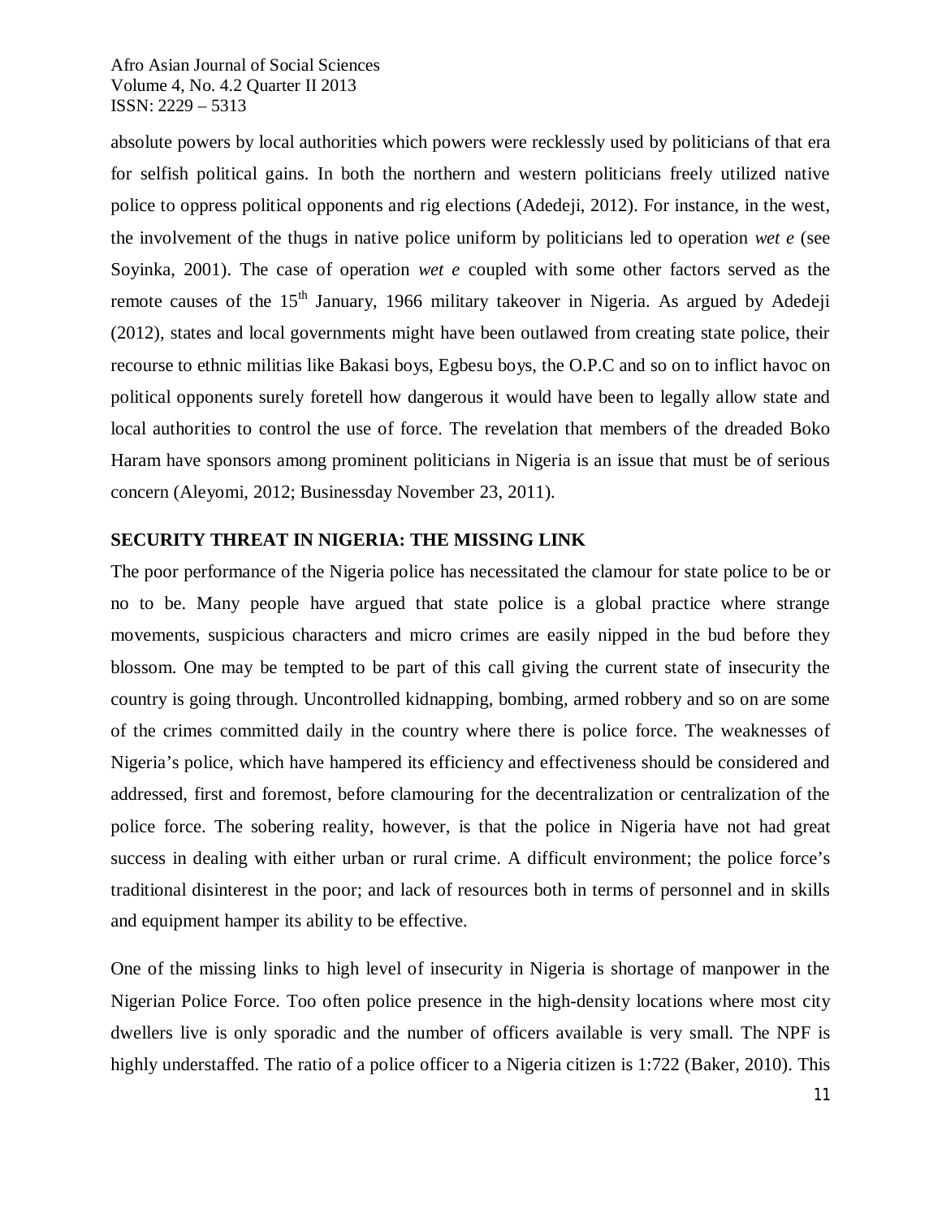absolute powers by local authorities which powers were recklessly used by politicians of that era for selfish political gains. In both the northern and western politicians freely utilized native police to oppress political opponents and rig elections (Adedeji, 2012). For instance, in the west, the involvement of the thugs in native police uniform by politicians led to operation *wet e* (see Soyinka, 2001). The case of operation *wet e* coupled with some other factors served as the remote causes of the 15th January, 1966 military takeover in Nigeria. As argued by Adedeji (2012), states and local governments might have been outlawed from creating state police, their recourse to ethnic militias like Bakasi boys, Egbesu boys, the O.P.C and so on to inflict havoc on political opponents surely foretell how dangerous it would have been to legally allow state and local authorities to control the use of force. The revelation that members of the dreaded Boko Haram have sponsors among prominent politicians in Nigeria is an issue that must be of serious concern (Aleyomi, 2012; Businessday November 23, 2011).

## SECURITY THREAT IN NIGERIA: THE MISSING LINK

The poor performance of the Nigeria police has necessitated the clamour for state police to be or no to be. Many people have argued that state police is a global practice where strange movements, suspicious characters and micro crimes are easily nipped in the bud before they blossom. One may be tempted to be part of this call giving the current state of insecurity the country is going through. Uncontrolled kidnapping, bombing, armed robbery and so on are some of the crimes committed daily in the country where there is police force. The weaknesses of Nigeria's police, which have hampered its efficiency and effectiveness should be considered and addressed, first and foremost, before clamouring for the decentralization or centralization of the police force. The sobering reality, however, is that the police in Nigeria have not had great success in dealing with either urban or rural crime. A difficult environment; the police force's traditional disinterest in the poor; and lack of resources both in terms of personnel and in skills and equipment hamper its ability to be effective.

One of the missing links to high level of insecurity in Nigeria is shortage of manpower in the Nigerian Police Force. Too often police presence in the high-density locations where most city dwellers live is only sporadic and the number of officers available is very small. The NPF is highly understaffed. The ratio of a police officer to a Nigeria citizen is 1:722 (Baker, 2010). This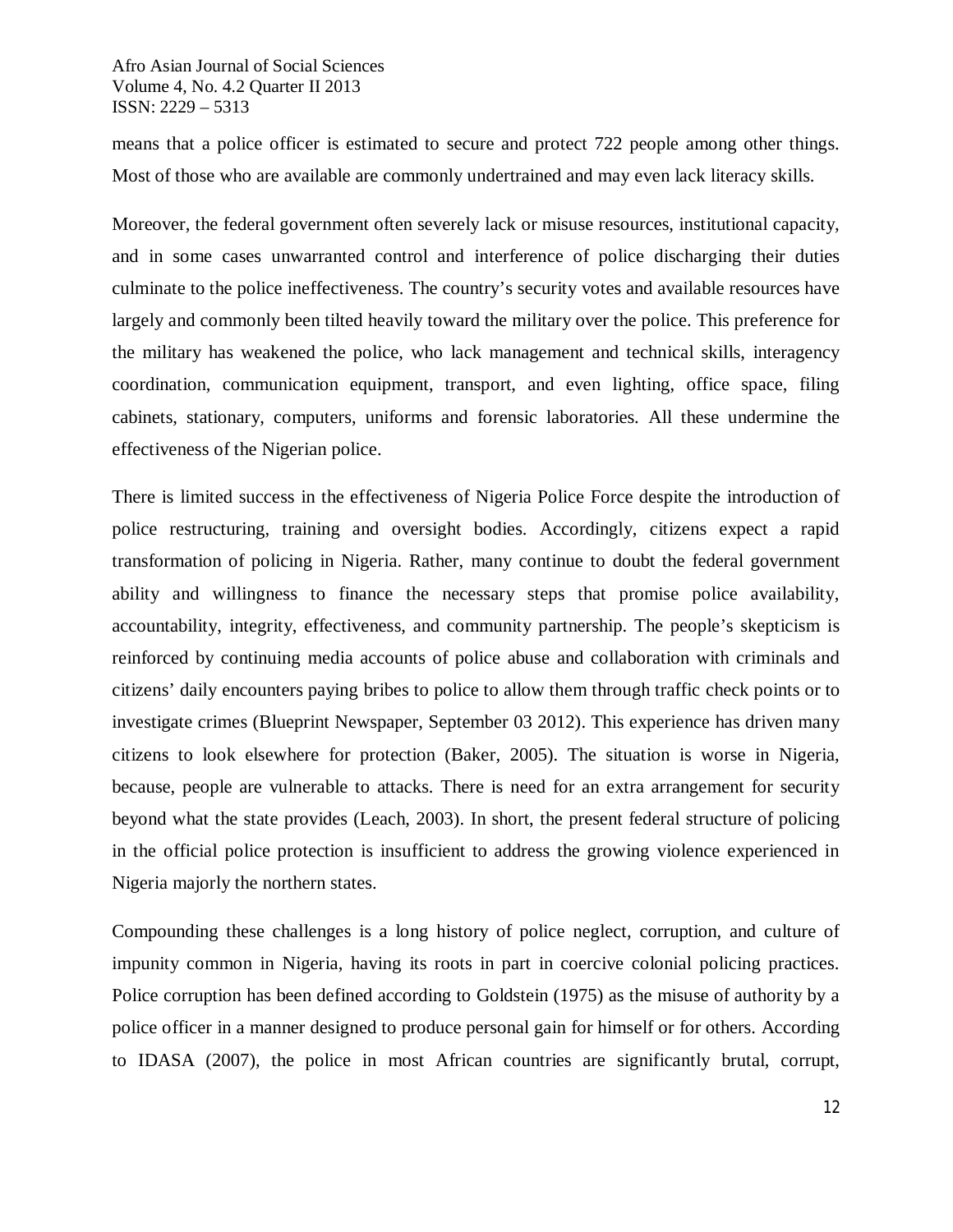means that a police officer is estimated to secure and protect 722 people among other things. Most of those who are available are commonly undertrained and may even lack literacy skills.

Moreover, the federal government often severely lack or misuse resources, institutional capacity, and in some cases unwarranted control and interference of police discharging their duties culminate to the police ineffectiveness. The country's security votes and available resources have largely and commonly been tilted heavily toward the military over the police. This preference for the military has weakened the police, who lack management and technical skills, interagency coordination, communication equipment, transport, and even lighting, office space, filing cabinets, stationary, computers, uniforms and forensic laboratories. All these undermine the effectiveness of the Nigerian police.

There is limited success in the effectiveness of Nigeria Police Force despite the introduction of police restructuring, training and oversight bodies. Accordingly, citizens expect a rapid transformation of policing in Nigeria. Rather, many continue to doubt the federal government ability and willingness to finance the necessary steps that promise police availability, accountability, integrity, effectiveness, and community partnership. The people's skepticism is reinforced by continuing media accounts of police abuse and collaboration with criminals and citizens' daily encounters paying bribes to police to allow them through traffic check points or to investigate crimes (Blueprint Newspaper, September 03 2012). This experience has driven many citizens to look elsewhere for protection (Baker, 2005). The situation is worse in Nigeria, because, people are vulnerable to attacks. There is need for an extra arrangement for security beyond what the state provides (Leach, 2003). In short, the present federal structure of policing in the official police protection is insufficient to address the growing violence experienced in Nigeria majorly the northern states.

Compounding these challenges is a long history of police neglect, corruption, and culture of impunity common in Nigeria, having its roots in part in coercive colonial policing practices. Police corruption has been defined according to Goldstein (1975) as the misuse of authority by a police officer in a manner designed to produce personal gain for himself or for others. According to IDASA (2007), the police in most African countries are significantly brutal, corrupt,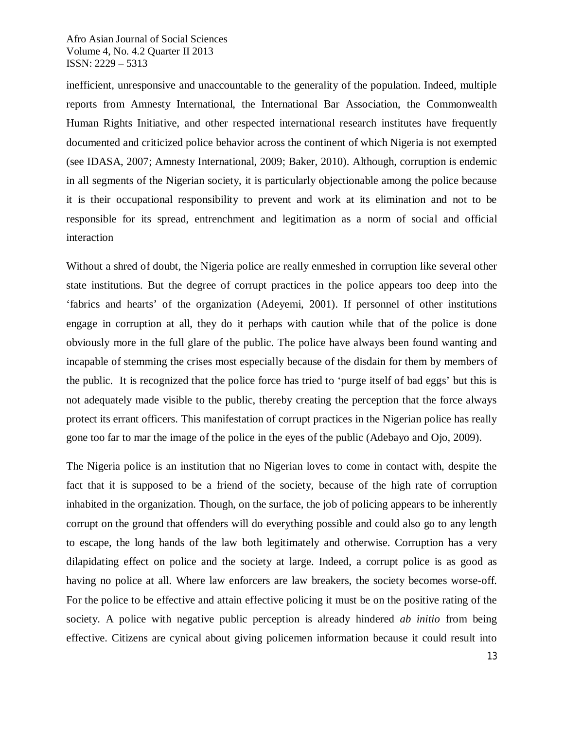inefficient, unresponsive and unaccountable to the generality of the population. Indeed, multiple reports from Amnesty International, the International Bar Association, the Commonwealth Human Rights Initiative, and other respected international research institutes have frequently documented and criticized police behavior across the continent of which Nigeria is not exempted (see IDASA, 2007; Amnesty International, 2009; Baker, 2010). Although, corruption is endemic in all segments of the Nigerian society, it is particularly objectionable among the police because it is their occupational responsibility to prevent and work at its elimination and not to be responsible for its spread, entrenchment and legitimation as a norm of social and official interaction

Without a shred of doubt, the Nigeria police are really enmeshed in corruption like several other state institutions. But the degree of corrupt practices in the police appears too deep into the 'fabrics and hearts' of the organization (Adeyemi, 2001). If personnel of other institutions engage in corruption at all, they do it perhaps with caution while that of the police is done obviously more in the full glare of the public. The police have always been found wanting and incapable of stemming the crises most especially because of the disdain for them by members of the public. It is recognized that the police force has tried to 'purge itself of bad eggs' but this is not adequately made visible to the public, thereby creating the perception that the force always protect its errant officers. This manifestation of corrupt practices in the Nigerian police has really gone too far to mar the image of the police in the eyes of the public (Adebayo and Ojo, 2009).

The Nigeria police is an institution that no Nigerian loves to come in contact with, despite the fact that it is supposed to be a friend of the society, because of the high rate of corruption inhabited in the organization. Though, on the surface, the job of policing appears to be inherently corrupt on the ground that offenders will do everything possible and could also go to any length to escape, the long hands of the law both legitimately and otherwise. Corruption has a very dilapidating effect on police and the society at large. Indeed, a corrupt police is as good as having no police at all. Where law enforcers are law breakers, the society becomes worse-off. For the police to be effective and attain effective policing it must be on the positive rating of the society. A police with negative public perception is already hindered *ab initio* from being effective. Citizens are cynical about giving policemen information because it could result into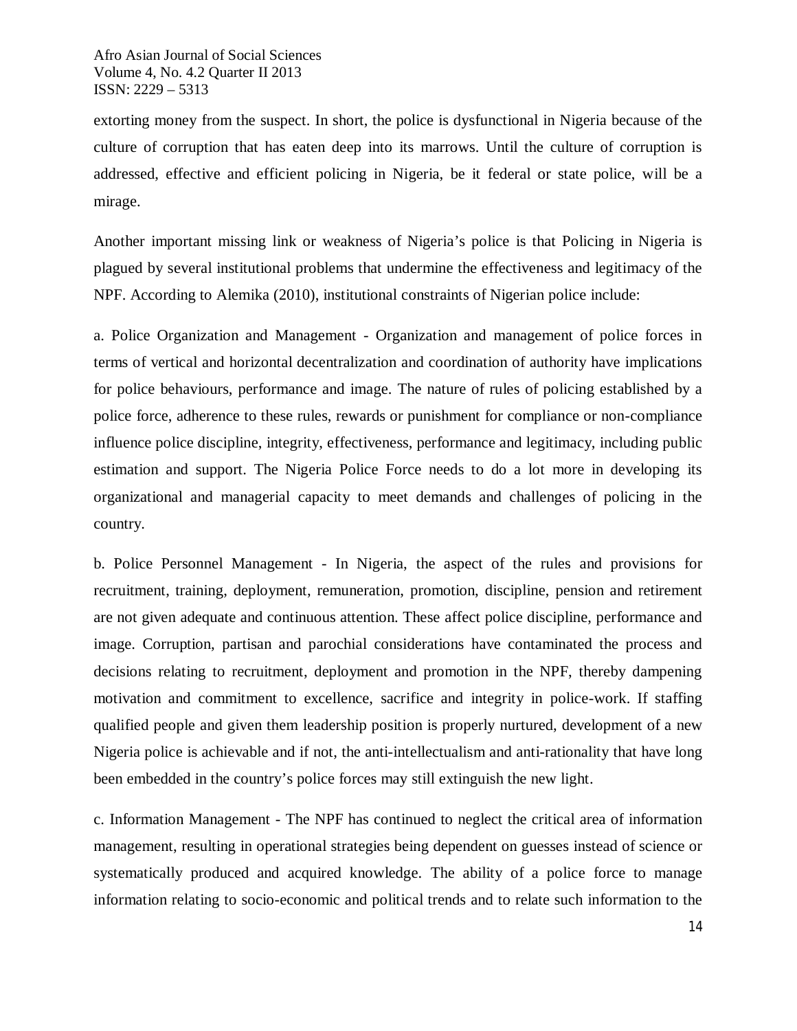extorting money from the suspect. In short, the police is dysfunctional in Nigeria because of the culture of corruption that has eaten deep into its marrows. Until the culture of corruption is addressed, effective and efficient policing in Nigeria, be it federal or state police, will be a mirage.

Another important missing link or weakness of Nigeria's police is that Policing in Nigeria is plagued by several institutional problems that undermine the effectiveness and legitimacy of the NPF. According to Alemika (2010), institutional constraints of Nigerian police include:

a. Police Organization and Management - Organization and management of police forces in terms of vertical and horizontal decentralization and coordination of authority have implications for police behaviours, performance and image. The nature of rules of policing established by a police force, adherence to these rules, rewards or punishment for compliance or non-compliance influence police discipline, integrity, effectiveness, performance and legitimacy, including public estimation and support. The Nigeria Police Force needs to do a lot more in developing its organizational and managerial capacity to meet demands and challenges of policing in the country.

b. Police Personnel Management - In Nigeria, the aspect of the rules and provisions for recruitment, training, deployment, remuneration, promotion, discipline, pension and retirement are not given adequate and continuous attention. These affect police discipline, performance and image. Corruption, partisan and parochial considerations have contaminated the process and decisions relating to recruitment, deployment and promotion in the NPF, thereby dampening motivation and commitment to excellence, sacrifice and integrity in police-work. If staffing qualified people and given them leadership position is properly nurtured, development of a new Nigeria police is achievable and if not, the anti-intellectualism and anti-rationality that have long been embedded in the country's police forces may still extinguish the new light.

c. Information Management - The NPF has continued to neglect the critical area of information management, resulting in operational strategies being dependent on guesses instead of science or systematically produced and acquired knowledge. The ability of a police force to manage information relating to socio-economic and political trends and to relate such information to the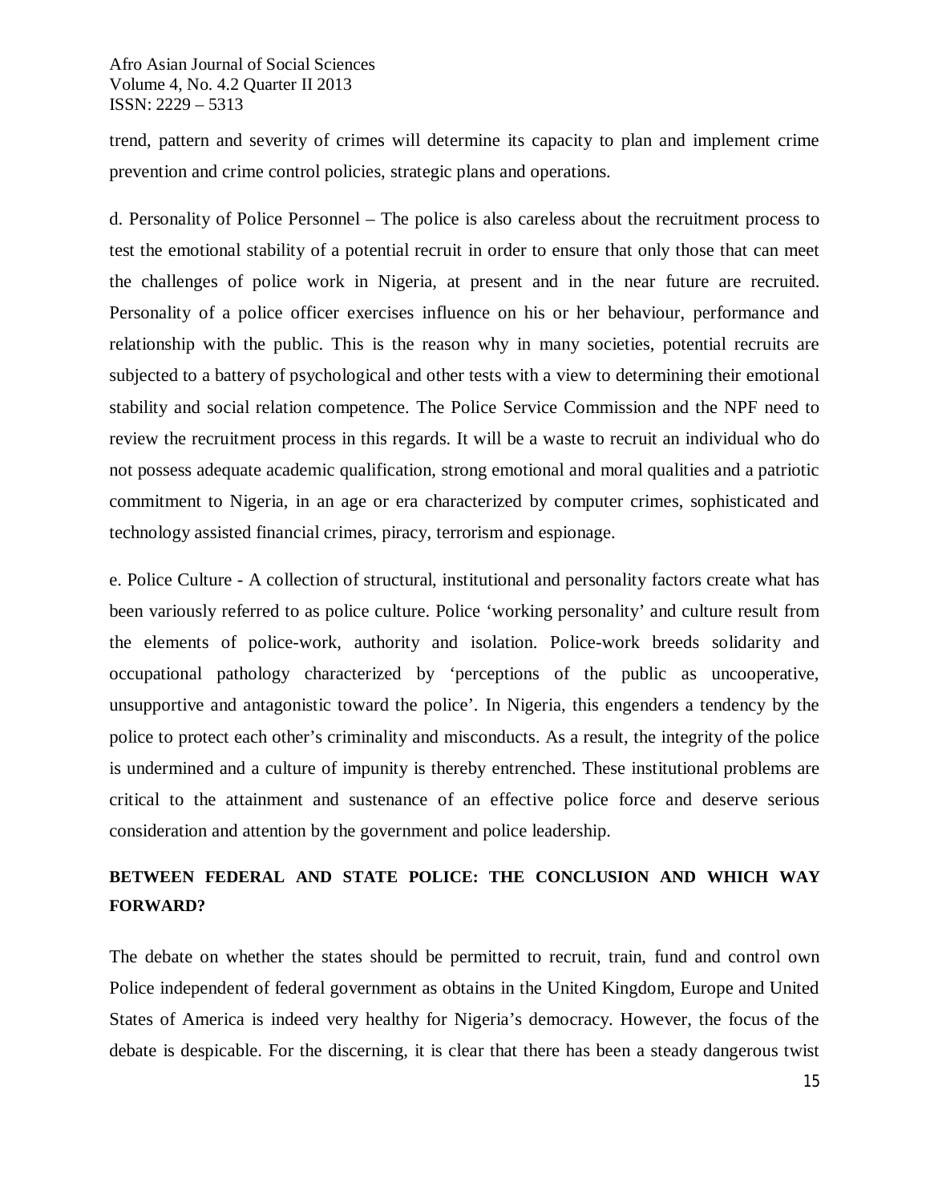trend, pattern and severity of crimes will determine its capacity to plan and implement crime prevention and crime control policies, strategic plans and operations.

d. Personality of Police Personnel – The police is also careless about the recruitment process to test the emotional stability of a potential recruit in order to ensure that only those that can meet the challenges of police work in Nigeria, at present and in the near future are recruited. Personality of a police officer exercises influence on his or her behaviour, performance and relationship with the public. This is the reason why in many societies, potential recruits are subjected to a battery of psychological and other tests with a view to determining their emotional stability and social relation competence. The Police Service Commission and the NPF need to review the recruitment process in this regards. It will be a waste to recruit an individual who do not possess adequate academic qualification, strong emotional and moral qualities and a patriotic commitment to Nigeria, in an age or era characterized by computer crimes, sophisticated and technology assisted financial crimes, piracy, terrorism and espionage.

e. Police Culture - A collection of structural, institutional and personality factors create what has been variously referred to as police culture. Police 'working personality' and culture result from the elements of police-work, authority and isolation. Police-work breeds solidarity and occupational pathology characterized by 'perceptions of the public as uncooperative, unsupportive and antagonistic toward the police'. In Nigeria, this engenders a tendency by the police to protect each other's criminality and misconducts. As a result, the integrity of the police is undermined and a culture of impunity is thereby entrenched. These institutional problems are critical to the attainment and sustenance of an effective police force and deserve serious consideration and attention by the government and police leadership.

## BETWEEN FEDERAL AND STATE POLICE: THE CONCLUSION AND WHICH WAY FORWARD?

The debate on whether the states should be permitted to recruit, train, fund and control own Police independent of federal government as obtains in the United Kingdom, Europe and United States of America is indeed very healthy for Nigeria's democracy. However, the focus of the debate is despicable. For the discerning, it is clear that there has been a steady dangerous twist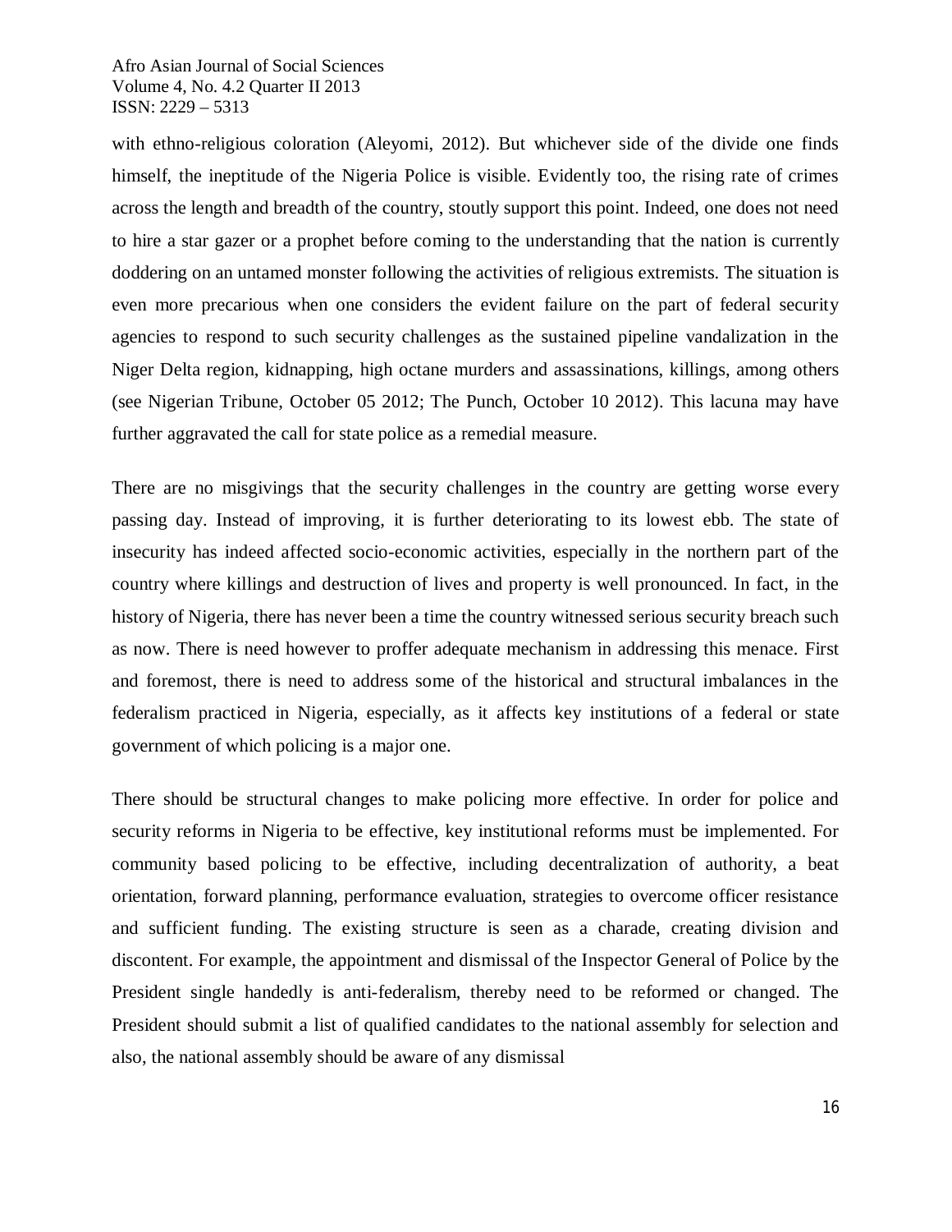with ethno-religious coloration (Aleyomi, 2012). But whichever side of the divide one finds himself, the ineptitude of the Nigeria Police is visible. Evidently too, the rising rate of crimes across the length and breadth of the country, stoutly support this point. Indeed, one does not need to hire a star gazer or a prophet before coming to the understanding that the nation is currently doddering on an untamed monster following the activities of religious extremists. The situation is even more precarious when one considers the evident failure on the part of federal security agencies to respond to such security challenges as the sustained pipeline vandalization in the Niger Delta region, kidnapping, high octane murders and assassinations, killings, among others (see Nigerian Tribune, October 05 2012; The Punch, October 10 2012). This lacuna may have further aggravated the call for state police as a remedial measure.

There are no misgivings that the security challenges in the country are getting worse every passing day. Instead of improving, it is further deteriorating to its lowest ebb. The state of insecurity has indeed affected socio-economic activities, especially in the northern part of the country where killings and destruction of lives and property is well pronounced. In fact, in the history of Nigeria, there has never been a time the country witnessed serious security breach such as now. There is need however to proffer adequate mechanism in addressing this menace. First and foremost, there is need to address some of the historical and structural imbalances in the federalism practiced in Nigeria, especially, as it affects key institutions of a federal or state government of which policing is a major one.

There should be structural changes to make policing more effective. In order for police and security reforms in Nigeria to be effective, key institutional reforms must be implemented. For community based policing to be effective, including decentralization of authority, a beat orientation, forward planning, performance evaluation, strategies to overcome officer resistance and sufficient funding. The existing structure is seen as a charade, creating division and discontent. For example, the appointment and dismissal of the Inspector General of Police by the President single handedly is anti-federalism, thereby need to be reformed or changed. The President should submit a list of qualified candidates to the national assembly for selection and also, the national assembly should be aware of any dismissal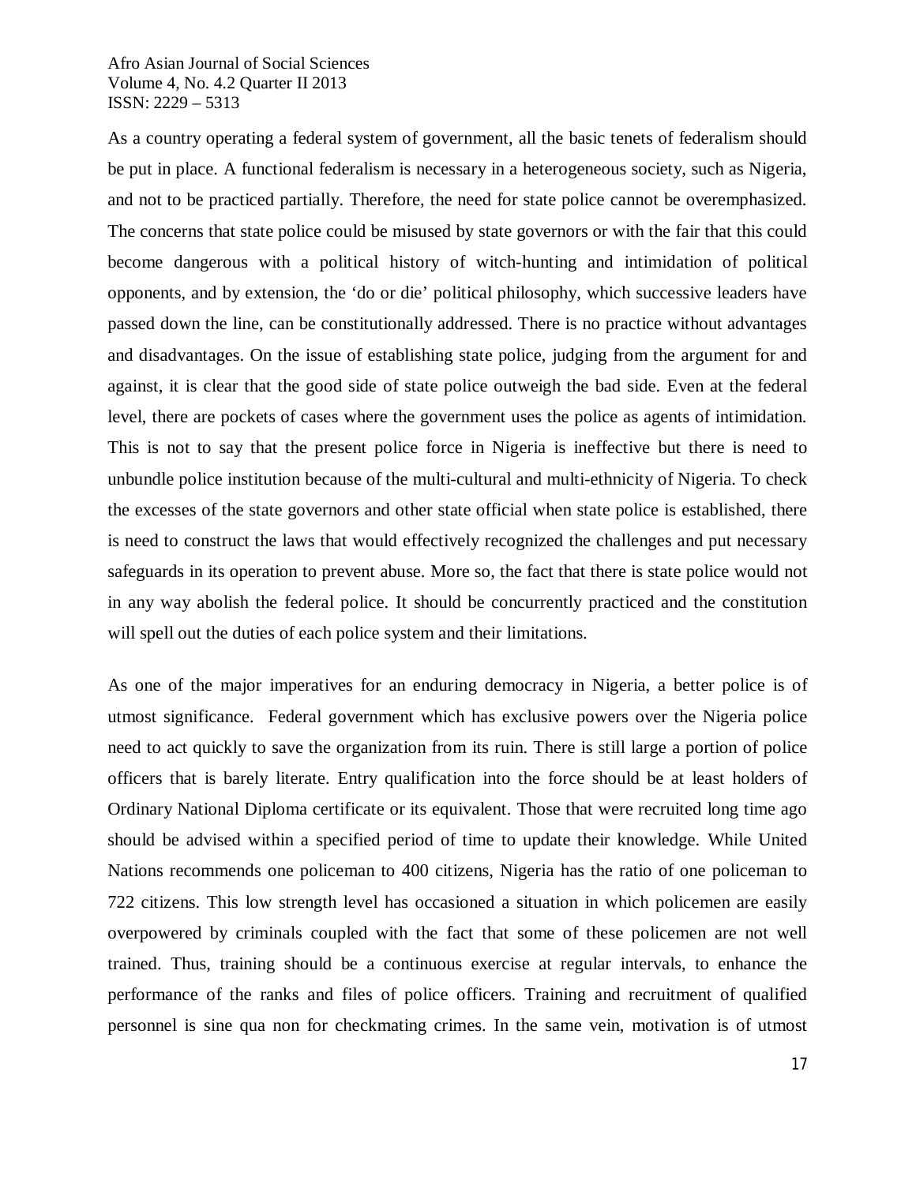As a country operating a federal system of government, all the basic tenets of federalism should be put in place. A functional federalism is necessary in a heterogeneous society, such as Nigeria, and not to be practiced partially. Therefore, the need for state police cannot be overemphasized. The concerns that state police could be misused by state governors or with the fair that this could become dangerous with a political history of witch-hunting and intimidation of political opponents, and by extension, the 'do or die' political philosophy, which successive leaders have passed down the line, can be constitutionally addressed. There is no practice without advantages and disadvantages. On the issue of establishing state police, judging from the argument for and against, it is clear that the good side of state police outweigh the bad side. Even at the federal level, there are pockets of cases where the government uses the police as agents of intimidation. This is not to say that the present police force in Nigeria is ineffective but there is need to unbundle police institution because of the multi-cultural and multi-ethnicity of Nigeria. To check the excesses of the state governors and other state official when state police is established, there is need to construct the laws that would effectively recognized the challenges and put necessary safeguards in its operation to prevent abuse. More so, the fact that there is state police would not in any way abolish the federal police. It should be concurrently practiced and the constitution will spell out the duties of each police system and their limitations.

As one of the major imperatives for an enduring democracy in Nigeria, a better police is of utmost significance. Federal government which has exclusive powers over the Nigeria police need to act quickly to save the organization from its ruin. There is still large a portion of police officers that is barely literate. Entry qualification into the force should be at least holders of Ordinary National Diploma certificate or its equivalent. Those that were recruited long time ago should be advised within a specified period of time to update their knowledge. While United Nations recommends one policeman to 400 citizens, Nigeria has the ratio of one policeman to 722 citizens. This low strength level has occasioned a situation in which policemen are easily overpowered by criminals coupled with the fact that some of these policemen are not well trained. Thus, training should be a continuous exercise at regular intervals, to enhance the performance of the ranks and files of police officers. Training and recruitment of qualified personnel is sine qua non for checkmating crimes. In the same vein, motivation is of utmost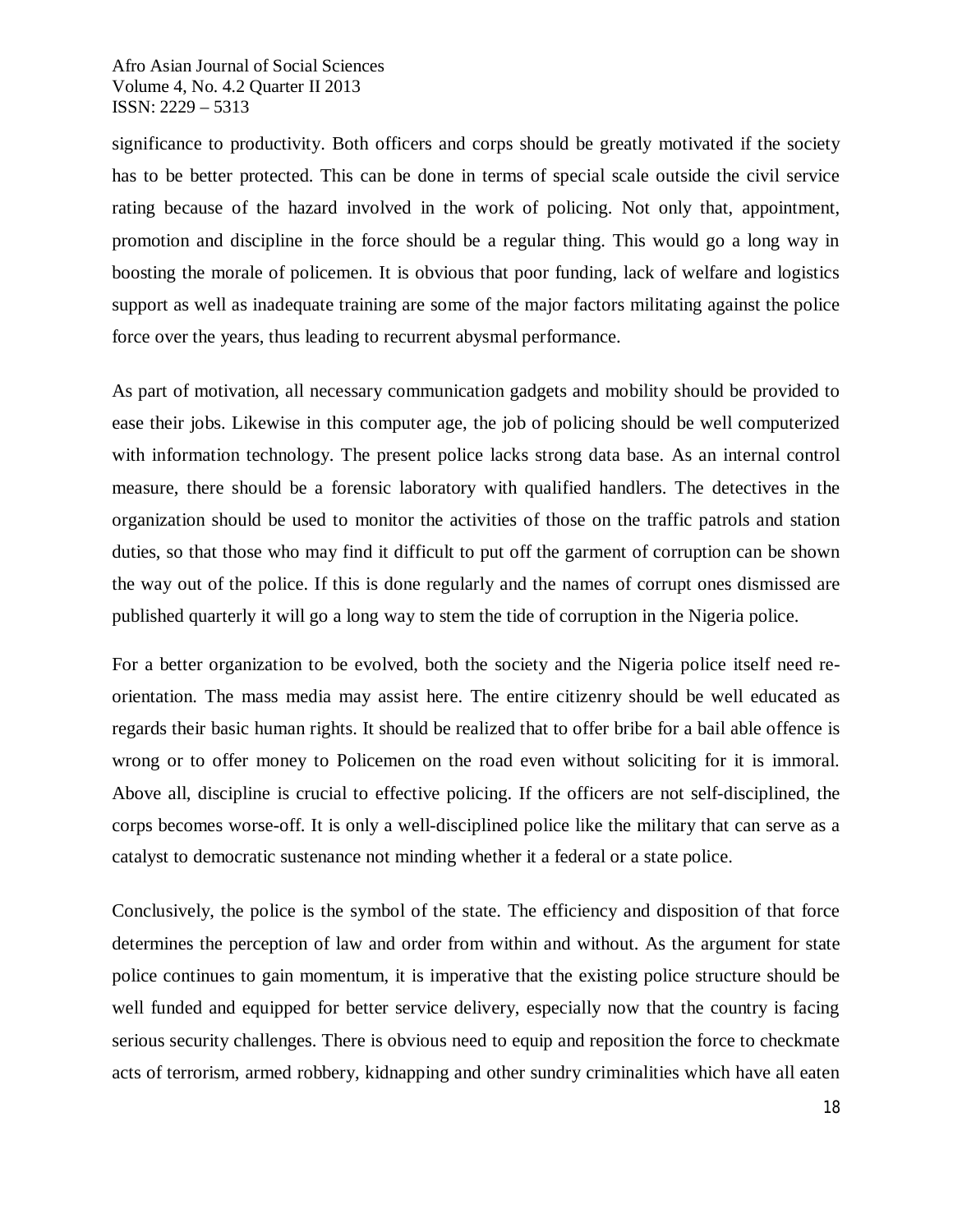significance to productivity. Both officers and corps should be greatly motivated if the society has to be better protected. This can be done in terms of special scale outside the civil service rating because of the hazard involved in the work of policing. Not only that, appointment, promotion and discipline in the force should be a regular thing. This would go a long way in boosting the morale of policemen. It is obvious that poor funding, lack of welfare and logistics support as well as inadequate training are some of the major factors militating against the police force over the years, thus leading to recurrent abysmal performance.

As part of motivation, all necessary communication gadgets and mobility should be provided to ease their jobs. Likewise in this computer age, the job of policing should be well computerized with information technology. The present police lacks strong data base. As an internal control measure, there should be a forensic laboratory with qualified handlers. The detectives in the organization should be used to monitor the activities of those on the traffic patrols and station duties, so that those who may find it difficult to put off the garment of corruption can be shown the way out of the police. If this is done regularly and the names of corrupt ones dismissed are published quarterly it will go a long way to stem the tide of corruption in the Nigeria police.

For a better organization to be evolved, both the society and the Nigeria police itself need re-orientation. The mass media may assist here. The entire citizenry should be well educated as regards their basic human rights. It should be realized that to offer bribe for a bail able offence is wrong or to offer money to Policemen on the road even without soliciting for it is immoral. Above all, discipline is crucial to effective policing. If the officers are not self-disciplined, the corps becomes worse-off. It is only a well-disciplined police like the military that can serve as a catalyst to democratic sustenance not minding whether it a federal or a state police.

Conclusively, the police is the symbol of the state. The efficiency and disposition of that force determines the perception of law and order from within and without. As the argument for state police continues to gain momentum, it is imperative that the existing police structure should be well funded and equipped for better service delivery, especially now that the country is facing serious security challenges. There is obvious need to equip and reposition the force to checkmate acts of terrorism, armed robbery, kidnapping and other sundry criminalities which have all eaten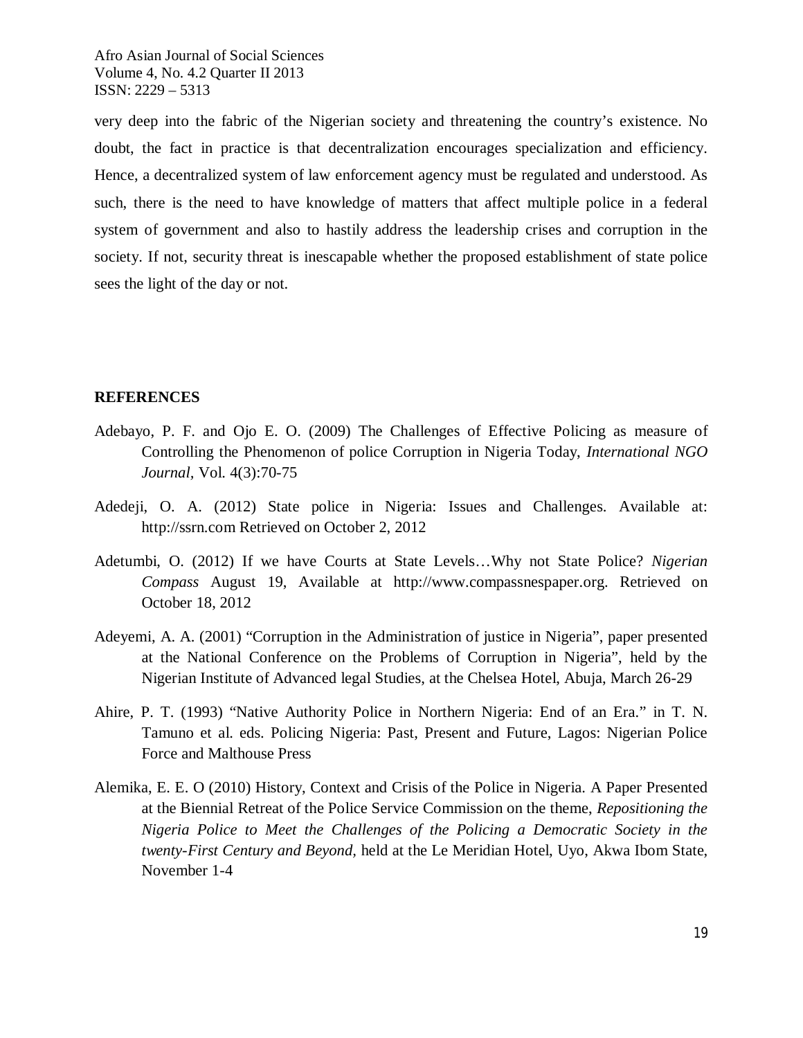very deep into the fabric of the Nigerian society and threatening the country's existence. No doubt, the fact in practice is that decentralization encourages specialization and efficiency. Hence, a decentralized system of law enforcement agency must be regulated and understood. As such, there is the need to have knowledge of matters that affect multiple police in a federal system of government and also to hastily address the leadership crises and corruption in the society. If not, security threat is inescapable whether the proposed establishment of state police sees the light of the day or not.

## REFERENCES

Adebayo, P. F. and Ojo E. O. (2009) The Challenges of Effective Policing as measure of Controlling the Phenomenon of police Corruption in Nigeria Today, *International NGO Journal*, Vol. 4(3):70-75

Adedeji, O. A. (2012) State police in Nigeria: Issues and Challenges. Available at: http://ssrn.com Retrieved on October 2, 2012

Adetumbi, O. (2012) If we have Courts at State Levels…Why not State Police? *Nigerian Compass* August 19, Available at http://www.compassnespaper.org. Retrieved on October 18, 2012

Adeyemi, A. A. (2001) "Corruption in the Administration of justice in Nigeria", paper presented at the National Conference on the Problems of Corruption in Nigeria", held by the Nigerian Institute of Advanced legal Studies, at the Chelsea Hotel, Abuja, March 26-29

Ahire, P. T. (1993) "Native Authority Police in Northern Nigeria: End of an Era." in T. N. Tamuno et al. eds. Policing Nigeria: Past, Present and Future, Lagos: Nigerian Police Force and Malthouse Press

Alemika, E. E. O (2010) History, Context and Crisis of the Police in Nigeria. A Paper Presented at the Biennial Retreat of the Police Service Commission on the theme, *Repositioning the Nigeria Police to Meet the Challenges of the Policing a Democratic Society in the twenty-First Century and Beyond,* held at the Le Meridian Hotel, Uyo, Akwa Ibom State, November 1-4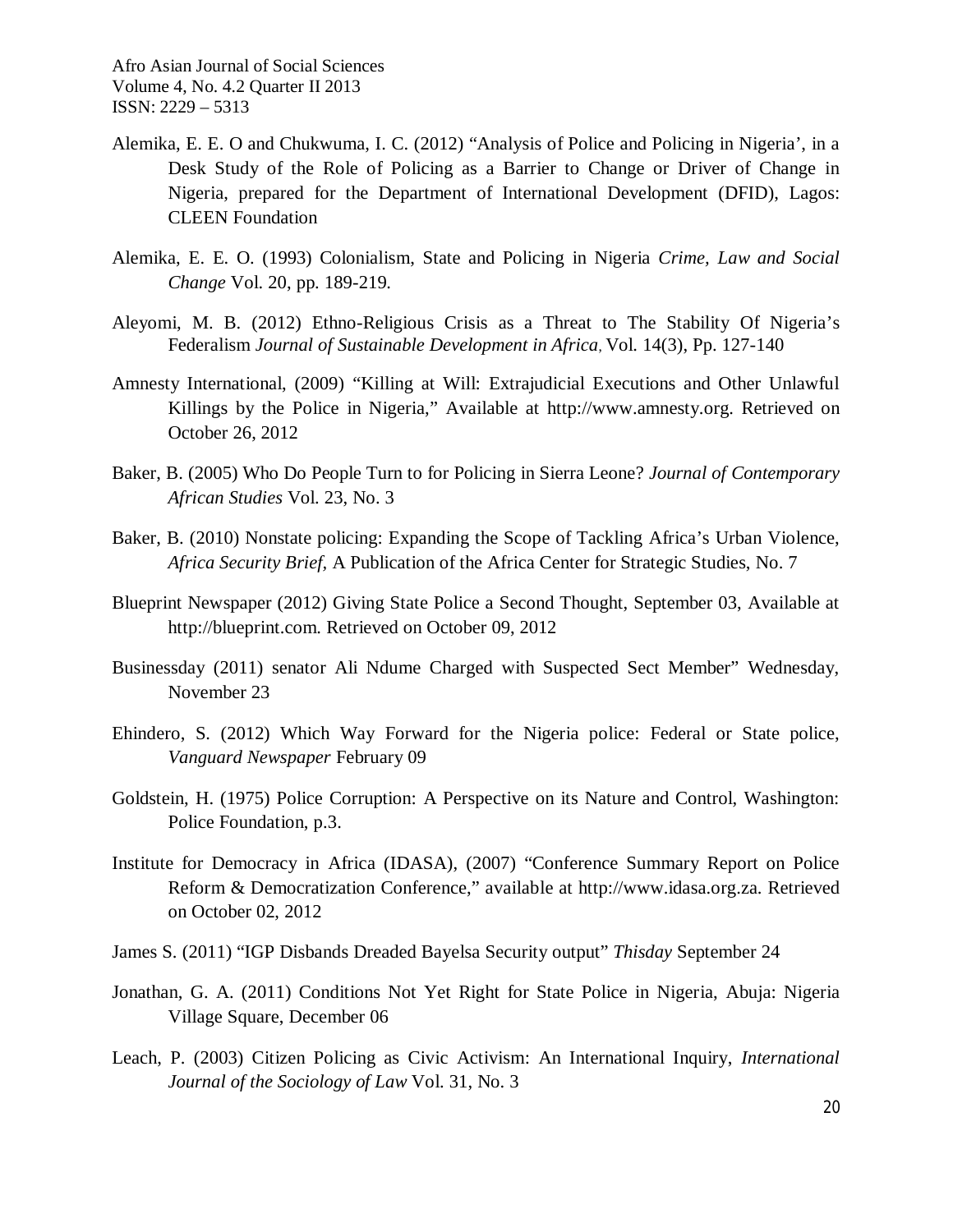Alemika, E. E. O and Chukwuma, I. C. (2012) "Analysis of Police and Policing in Nigeria', in a Desk Study of the Role of Policing as a Barrier to Change or Driver of Change in Nigeria, prepared for the Department of International Development (DFID), Lagos: CLEEN Foundation

Alemika, E. E. O. (1993) Colonialism, State and Policing in Nigeria *Crime, Law and Social Change* Vol. 20, pp. 189-219.

Aleyomi, M. B. (2012) Ethno-Religious Crisis as a Threat to The Stability Of Nigeria's Federalism *Journal of Sustainable Development in Africa*, Vol. 14(3), Pp. 127-140

Amnesty International, (2009) "Killing at Will: Extrajudicial Executions and Other Unlawful Killings by the Police in Nigeria," Available at http://www.amnesty.org. Retrieved on October 26, 2012

Baker, B. (2005) Who Do People Turn to for Policing in Sierra Leone? *Journal of Contemporary African Studies* Vol. 23, No. 3

Baker, B. (2010) Nonstate policing: Expanding the Scope of Tackling Africa's Urban Violence, *Africa Security Brief*, A Publication of the Africa Center for Strategic Studies, No. 7

Blueprint Newspaper (2012) Giving State Police a Second Thought, September 03, Available at http://blueprint.com. Retrieved on October 09, 2012

Businessday (2011) senator Ali Ndume Charged with Suspected Sect Member" Wednesday, November 23

Ehindero, S. (2012) Which Way Forward for the Nigeria police: Federal or State police, *Vanguard Newspaper* February 09

Goldstein, H. (1975) Police Corruption: A Perspective on its Nature and Control, Washington: Police Foundation, p.3.

Institute for Democracy in Africa (IDASA), (2007) "Conference Summary Report on Police Reform & Democratization Conference," available at http://www.idasa.org.za. Retrieved on October 02, 2012

James S. (2011) "IGP Disbands Dreaded Bayelsa Security output" *Thisday* September 24

Jonathan, G. A. (2011) Conditions Not Yet Right for State Police in Nigeria, Abuja: Nigeria Village Square, December 06

Leach, P. (2003) Citizen Policing as Civic Activism: An International Inquiry, *International Journal of the Sociology of Law* Vol. 31, No. 3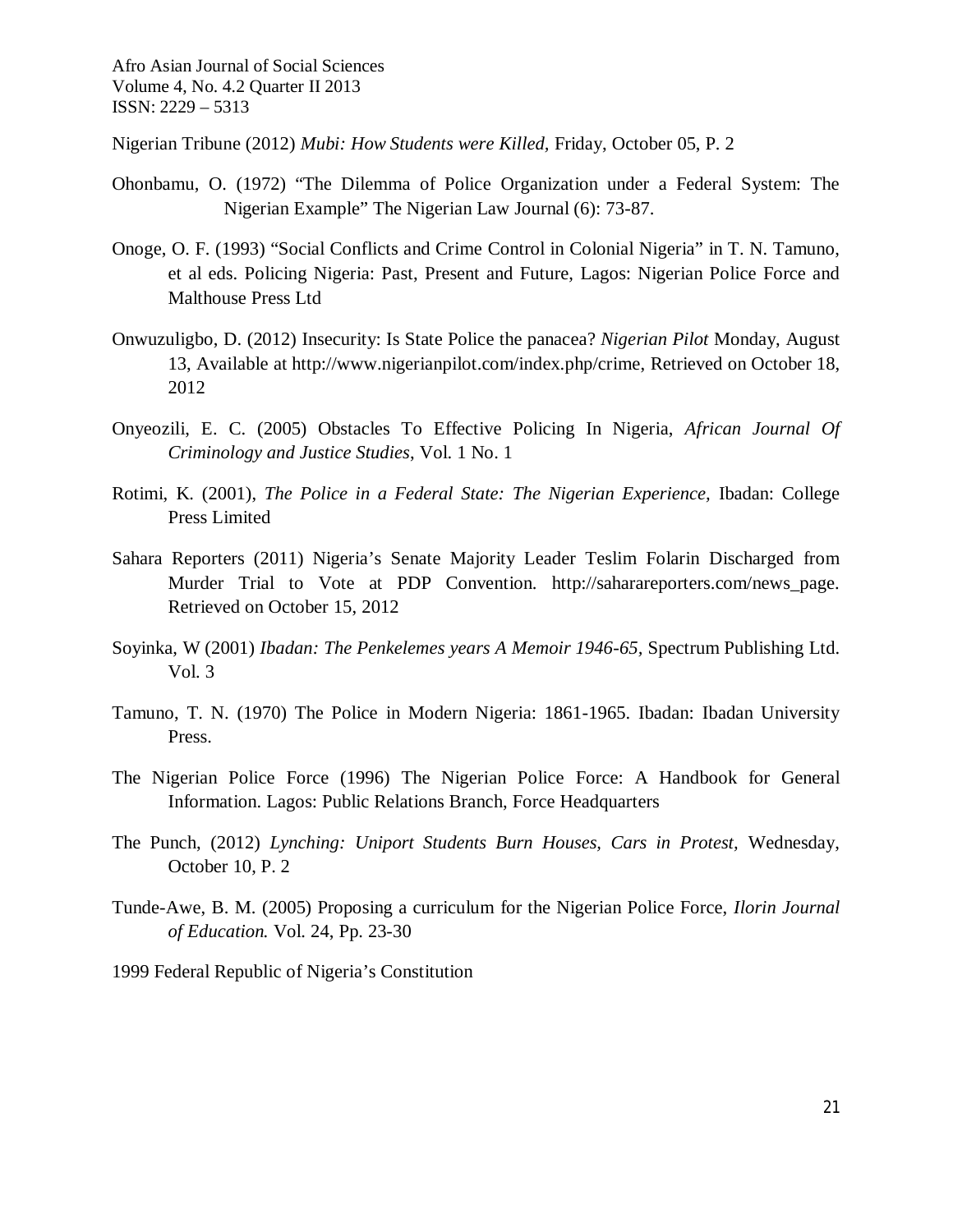Nigerian Tribune (2012) *Mubi: How Students were Killed,* Friday, October 05, P. 2

Ohonbamu, O. (1972) "The Dilemma of Police Organization under a Federal System: The Nigerian Example" The Nigerian Law Journal (6): 73-87.

Onoge, O. F. (1993) "Social Conflicts and Crime Control in Colonial Nigeria" in T. N. Tamuno, et al eds. Policing Nigeria: Past, Present and Future, Lagos: Nigerian Police Force and Malthouse Press Ltd

Onwuzuligbo, D. (2012) Insecurity: Is State Police the panacea? *Nigerian Pilot* Monday, August 13, Available at http://www.nigerianpilot.com/index.php/crime, Retrieved on October 18, 2012

Onyeozili, E. C. (2005) Obstacles To Effective Policing In Nigeria, *African Journal Of Criminology and Justice Studies*, Vol. 1 No. 1

Rotimi, K. (2001), *The Police in a Federal State: The Nigerian Experience,* Ibadan: College Press Limited

Sahara Reporters (2011) Nigeria's Senate Majority Leader Teslim Folarin Discharged from Murder Trial to Vote at PDP Convention. http://saharareporters.com/news_page. Retrieved on October 15, 2012

Soyinka, W (2001) *Ibadan: The Penkelemes years A Memoir 1946-65,* Spectrum Publishing Ltd. Vol. 3

Tamuno, T. N. (1970) The Police in Modern Nigeria: 1861-1965. Ibadan: Ibadan University Press.

The Nigerian Police Force (1996) The Nigerian Police Force: A Handbook for General Information. Lagos: Public Relations Branch, Force Headquarters

The Punch, (2012) *Lynching: Uniport Students Burn Houses, Cars in Protest,* Wednesday, October 10, P. 2

Tunde-Awe, B. M. (2005) Proposing a curriculum for the Nigerian Police Force, *Ilorin Journal of Education.* Vol. 24, Pp. 23-30

1999 Federal Republic of Nigeria's Constitution